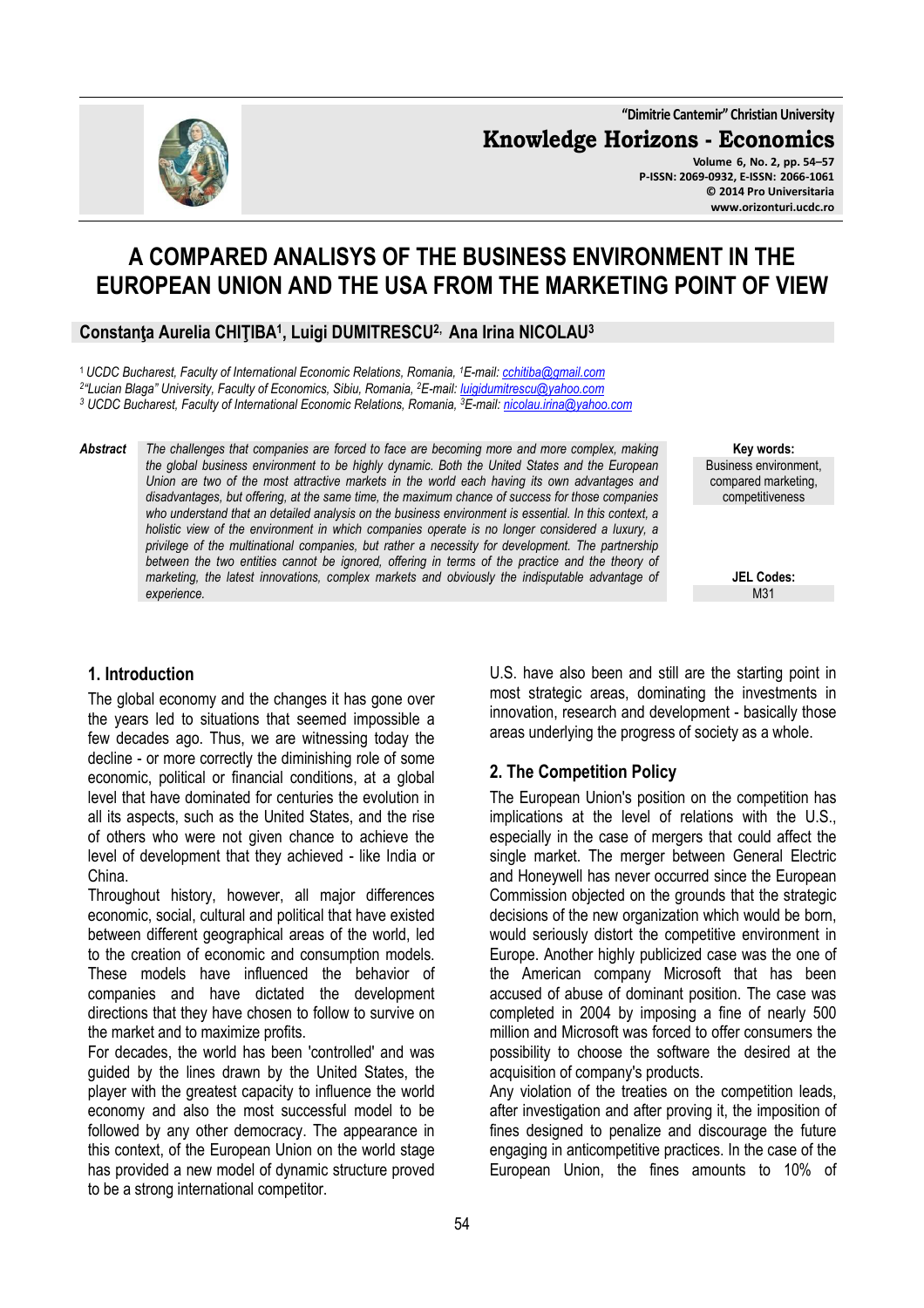# A COMPARED ANALISYS OF THE BUSINESS ENVIRONMENT IN THE EUROPEAN UNION AND THE USA FROM THE MARKETING POINT OF VIEW

**Constanţa Aurelia CHIŢIBA[1], Luigi DUMITRESCU[2], Ana Irina NICOLAU[3]**

[1] *UCDC Bucharest, Faculty of International Economic Relations, Romania, [1]E-mail: cchitiba@gmail.com*
[2] *"Lucian Blaga" University, Faculty of Economics, Sibiu, Romania, [2]E-mail: luigidumitrescu@yahoo.com*
[3] *UCDC Bucharest, Faculty of International Economic Relations, Romania, [3]E-mail: nicolau.irina@yahoo.com*

***Abstract*** *The challenges that companies are forced to face are becoming more and more complex, making the global business environment to be highly dynamic. Both the United States and the European Union are two of the most attractive markets in the world each having its own advantages and disadvantages, but offering, at the same time, the maximum chance of success for those companies who understand that an detailed analysis on the business environment is essential. In this context, a holistic view of the environment in which companies operate is no longer considered a luxury, a privilege of the multinational companies, but rather a necessity for development. The partnership between the two entities cannot be ignored, offering in terms of the practice and the theory of marketing, the latest innovations, complex markets and obviously the indisputable advantage of experience.*

**Key words:** Business environment, compared marketing, competitiveness

**JEL Codes:** M31

## 1. Introduction

The global economy and the changes it has gone over the years led to situations that seemed impossible a few decades ago. Thus, we are witnessing today the decline - or more correctly the diminishing role of some economic, political or financial conditions, at a global level that have dominated for centuries the evolution in all its aspects, such as the United States, and the rise of others who were not given chance to achieve the level of development that they achieved - like India or China.

Throughout history, however, all major differences economic, social, cultural and political that have existed between different geographical areas of the world, led to the creation of economic and consumption models. These models have influenced the behavior of companies and have dictated the development directions that they have chosen to follow to survive on the market and to maximize profits.

For decades, the world has been 'controlled' and was guided by the lines drawn by the United States, the player with the greatest capacity to influence the world economy and also the most successful model to be followed by any other democracy. The appearance in this context, of the European Union on the world stage has provided a new model of dynamic structure proved to be a strong international competitor.

U.S. have also been and still are the starting point in most strategic areas, dominating the investments in innovation, research and development - basically those areas underlying the progress of society as a whole.

## 2. The Competition Policy

The European Union's position on the competition has implications at the level of relations with the U.S., especially in the case of mergers that could affect the single market. The merger between General Electric and Honeywell has never occurred since the European Commission objected on the grounds that the strategic decisions of the new organization which would be born, would seriously distort the competitive environment in Europe. Another highly publicized case was the one of the American company Microsoft that has been accused of abuse of dominant position. The case was completed in 2004 by imposing a fine of nearly 500 million and Microsoft was forced to offer consumers the possibility to choose the software the desired at the acquisition of company's products.

Any violation of the treaties on the competition leads, after investigation and after proving it, the imposition of fines designed to penalize and discourage the future engaging in anticompetitive practices. In the case of the European Union, the fines amounts to 10% of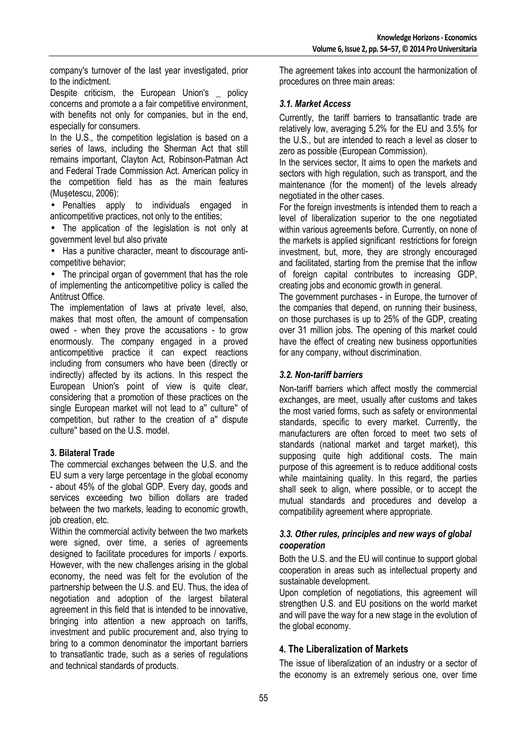company's turnover of the last year investigated, prior to the indictment.

Despite criticism, the European Union's _ policy concerns and promote a a fair competitive environment, with benefits not only for companies, but in the end, especially for consumers.

In the U.S., the competition legislation is based on a series of laws, including the Sherman Act that still remains important, Clayton Act, Robinson-Patman Act and Federal Trade Commission Act. American policy in the competition field has as the main features (Mușetescu, 2006):

- Penalties apply to individuals engaged in anticompetitive practices, not only to the entities;
- The application of the legislation is not only at government level but also private
- Has a punitive character, meant to discourage anti-competitive behavior;
- The principal organ of government that has the role of implementing the anticompetitive policy is called the Antitrust Office.

The implementation of laws at private level, also, makes that most often, the amount of compensation owed - when they prove the accusations - to grow enormously. The company engaged in a proved anticompetitive practice it can expect reactions including from consumers who have been (directly or indirectly) affected by its actions. In this respect the European Union's point of view is quite clear, considering that a promotion of these practices on the single European market will not lead to a" culture" of competition, but rather to the creation of a" dispute culture" based on the U.S. model.

## 3. Bilateral Trade

The commercial exchanges between the U.S. and the EU sum a very large percentage in the global economy - about 45% of the global GDP. Every day, goods and services exceeding two billion dollars are traded between the two markets, leading to economic growth, job creation, etc.

Within the commercial activity between the two markets were signed, over time, a series of agreements designed to facilitate procedures for imports / exports. However, with the new challenges arising in the global economy, the need was felt for the evolution of the partnership between the U.S. and EU. Thus, the idea of negotiation and adoption of the largest bilateral agreement in this field that is intended to be innovative, bringing into attention a new approach on tariffs, investment and public procurement and, also trying to bring to a common denominator the important barriers to transatlantic trade, such as a series of regulations and technical standards of products.

The agreement takes into account the harmonization of procedures on three main areas:

### *3.1. Market Access*

Currently, the tariff barriers to transatlantic trade are relatively low, averaging 5.2% for the EU and 3.5% for the U.S., but are intended to reach a level as closer to zero as possible (European Commission).

In the services sector, It aims to open the markets and sectors with high regulation, such as transport, and the maintenance (for the moment) of the levels already negotiated in the other cases.

For the foreign investments is intended them to reach a level of liberalization superior to the one negotiated within various agreements before. Currently, on none of the markets is applied significant restrictions for foreign investment, but, more, they are strongly encouraged and facilitated, starting from the premise that the inflow of foreign capital contributes to increasing GDP, creating jobs and economic growth in general.

The government purchases - in Europe, the turnover of the companies that depend, on running their business, on those purchases is up to 25% of the GDP, creating over 31 million jobs. The opening of this market could have the effect of creating new business opportunities for any company, without discrimination.

### *3.2. Non-tariff barriers*

Non-tariff barriers which affect mostly the commercial exchanges, are meet, usually after customs and takes the most varied forms, such as safety or environmental standards, specific to every market. Currently, the manufacturers are often forced to meet two sets of standards (national market and target market), this supposing quite high additional costs. The main purpose of this agreement is to reduce additional costs while maintaining quality. In this regard, the parties shall seek to align, where possible, or to accept the mutual standards and procedures and develop a compatibility agreement where appropriate.

### *3.3. Other rules, principles and new ways of global cooperation*

Both the U.S. and the EU will continue to support global cooperation in areas such as intellectual property and sustainable development.

Upon completion of negotiations, this agreement will strengthen U.S. and EU positions on the world market and will pave the way for a new stage in the evolution of the global economy.

## 4. The Liberalization of Markets

The issue of liberalization of an industry or a sector of the economy is an extremely serious one, over time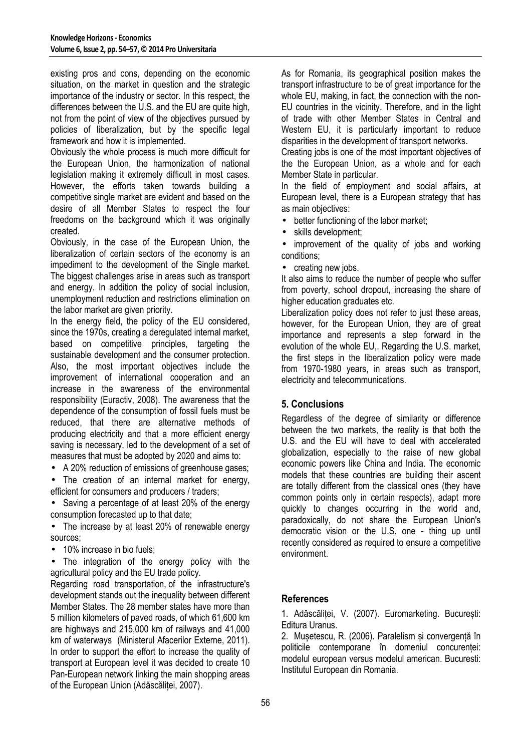existing pros and cons, depending on the economic situation, on the market in question and the strategic importance of the industry or sector. In this respect, the differences between the U.S. and the EU are quite high, not from the point of view of the objectives pursued by policies of liberalization, but by the specific legal framework and how it is implemented.

Obviously the whole process is much more difficult for the European Union, the harmonization of national legislation making it extremely difficult in most cases. However, the efforts taken towards building a competitive single market are evident and based on the desire of all Member States to respect the four freedoms on the background which it was originally created.

Obviously, in the case of the European Union, the liberalization of certain sectors of the economy is an impediment to the development of the Single market. The biggest challenges arise in areas such as transport and energy. In addition the policy of social inclusion, unemployment reduction and restrictions elimination on the labor market are given priority.

In the energy field, the policy of the EU considered, since the 1970s, creating a deregulated internal market, based on competitive principles, targeting the sustainable development and the consumer protection. Also, the most important objectives include the improvement of international cooperation and an increase in the awareness of the environmental responsibility (Euractiv, 2008). The awareness that the dependence of the consumption of fossil fuels must be reduced, that there are alternative methods of producing electricity and that a more efficient energy saving is necessary, led to the development of a set of measures that must be adopted by 2020 and aims to:

- A 20% reduction of emissions of greenhouse gases;
- The creation of an internal market for energy, efficient for consumers and producers / traders;
- Saving a percentage of at least 20% of the energy consumption forecasted up to that date;
- The increase by at least 20% of renewable energy sources;
- 10% increase in bio fuels;
- The integration of the energy policy with the agricultural policy and the EU trade policy.

Regarding road transportation, of the infrastructure's development stands out the inequality between different Member States. The 28 member states have more than 5 million kilometers of paved roads, of which 61,600 km are highways and 215,000 km of railways and 41,000 km of waterways (Ministerul Afacerilor Externe, 2011). In order to support the effort to increase the quality of transport at European level it was decided to create 10 Pan-European network linking the main shopping areas of the European Union (Adăscăliței, 2007).

As for Romania, its geographical position makes the transport infrastructure to be of great importance for the whole EU, making, in fact, the connection with the non-EU countries in the vicinity. Therefore, and in the light of trade with other Member States in Central and Western EU, it is particularly important to reduce disparities in the development of transport networks.

Creating jobs is one of the most important objectives of the the European Union, as a whole and for each Member State in particular.

In the field of employment and social affairs, at European level, there is a European strategy that has as main objectives:

- better functioning of the labor market;
- skills development;
- improvement of the quality of jobs and working conditions;
- creating new jobs.

It also aims to reduce the number of people who suffer from poverty, school dropout, increasing the share of higher education graduates etc.

Liberalization policy does not refer to just these areas, however, for the European Union, they are of great importance and represents a step forward in the evolution of the whole EU,. Regarding the U.S. market, the first steps in the liberalization policy were made from 1970-1980 years, in areas such as transport, electricity and telecommunications.

## 5. Conclusions

Regardless of the degree of similarity or difference between the two markets, the reality is that both the U.S. and the EU will have to deal with accelerated globalization, especially to the raise of new global economic powers like China and India. The economic models that these countries are building their ascent are totally different from the classical ones (they have common points only in certain respects), adapt more quickly to changes occurring in the world and, paradoxically, do not share the European Union's democratic vision or the U.S. one - thing up until recently considered as required to ensure a competitive environment.

## References

1. Adăscăliței, V. (2007). Euromarketing. București: Editura Uranus.
2. Mușetescu, R. (2006). Paralelism și convergență în politicile contemporane în domeniul concurenței: modelul european versus modelul american. Bucuresti: Institutul European din Romania.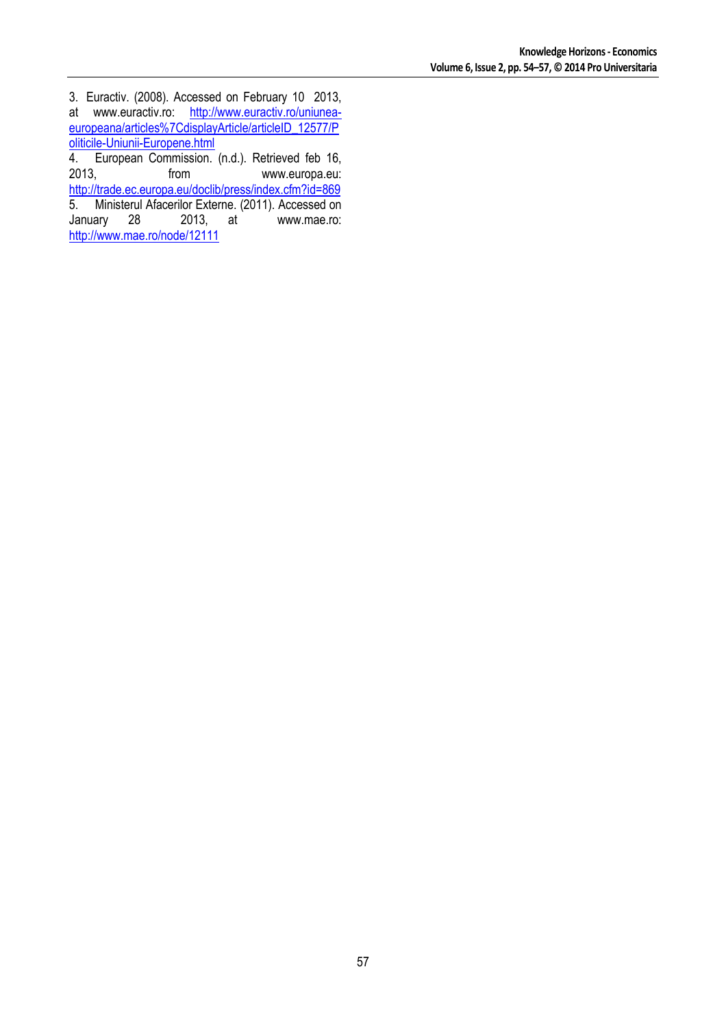3. Euractiv. (2008). Accessed on February 10 2013, at www.euractiv.ro: http://www.euractiv.ro/uniunea-europeana/articles%7CdisplayArticle/articleID_12577/Politicile-Uniunii-Europene.html
4. European Commission. (n.d.). Retrieved feb 16, 2013, from www.europa.eu: http://trade.ec.europa.eu/doclib/press/index.cfm?id=869
5. Ministerul Afacerilor Externe. (2011). Accessed on January 28 2013, at www.mae.ro: http://www.mae.ro/node/12111